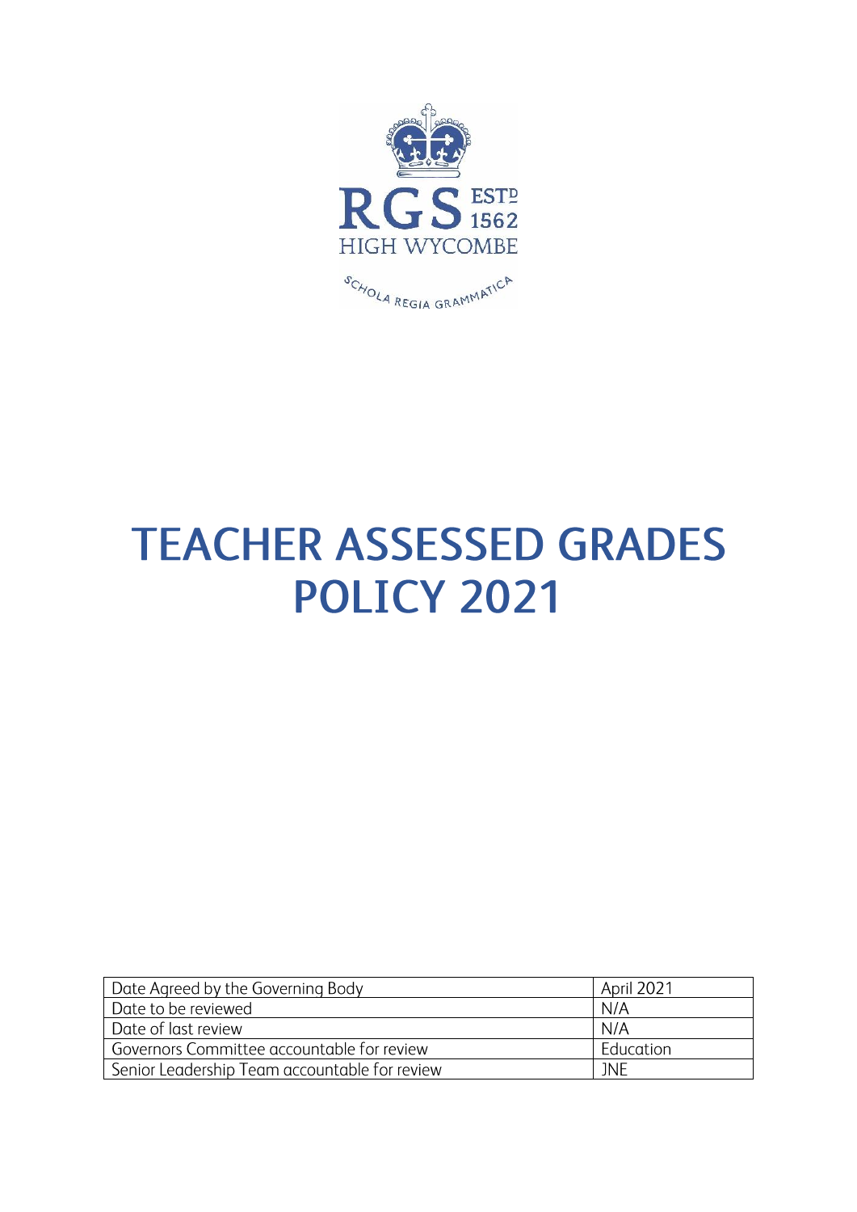RGS ESTD 1562
HIGH WYCOMBE

SCHOLA REGIA GRAMMATICA

# TEACHER ASSESSED GRADES POLICY 2021

| | |
|---|---|
| Date Agreed by the Governing Body | April 2021 |
| Date to be reviewed | N/A |
| Date of last review | N/A |
| Governors Committee accountable for review | Education |
| Senior Leadership Team accountable for review | JNE |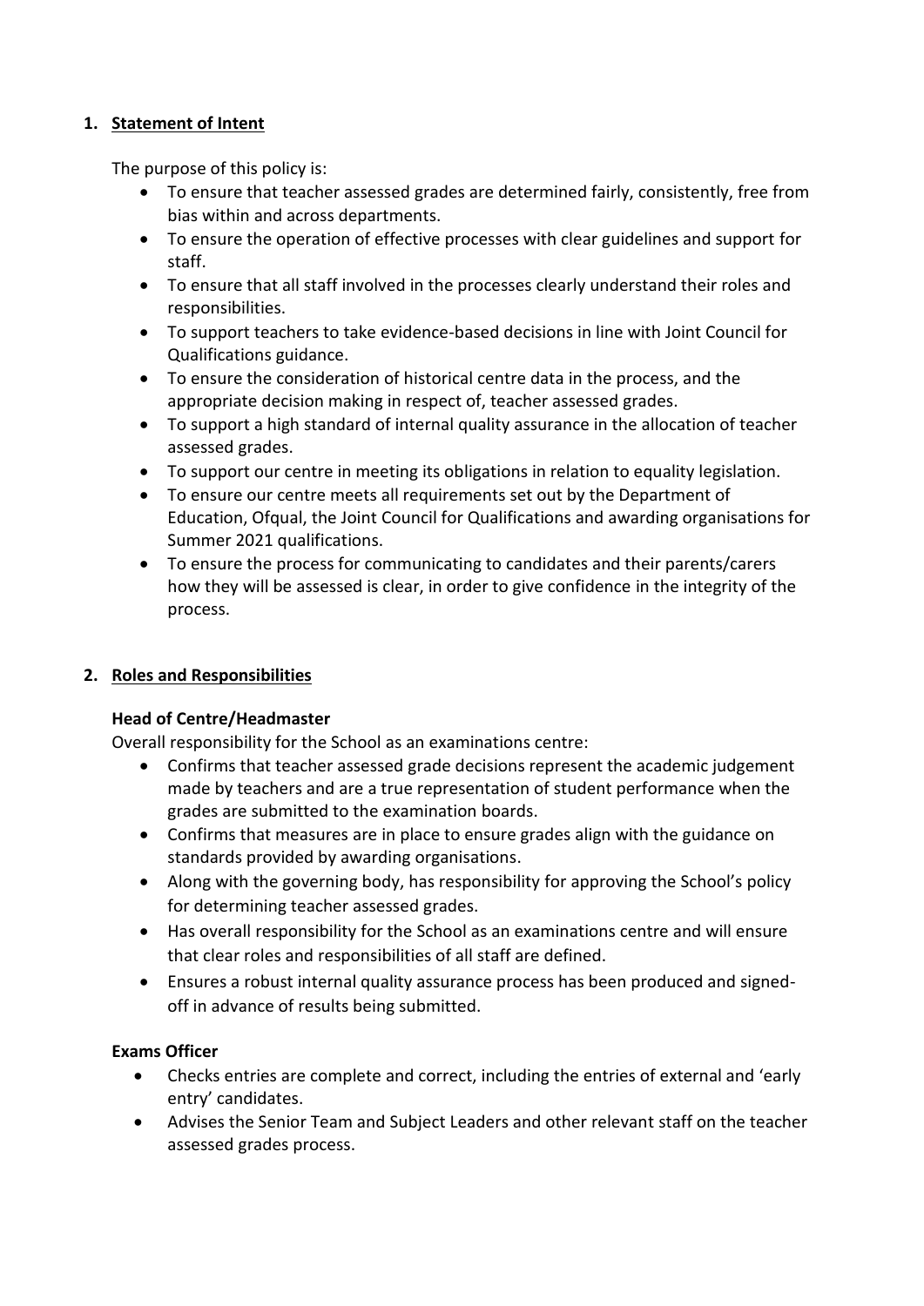## 1. Statement of Intent

The purpose of this policy is:

- To ensure that teacher assessed grades are determined fairly, consistently, free from bias within and across departments.
- To ensure the operation of effective processes with clear guidelines and support for staff.
- To ensure that all staff involved in the processes clearly understand their roles and responsibilities.
- To support teachers to take evidence-based decisions in line with Joint Council for Qualifications guidance.
- To ensure the consideration of historical centre data in the process, and the appropriate decision making in respect of, teacher assessed grades.
- To support a high standard of internal quality assurance in the allocation of teacher assessed grades.
- To support our centre in meeting its obligations in relation to equality legislation.
- To ensure our centre meets all requirements set out by the Department of Education, Ofqual, the Joint Council for Qualifications and awarding organisations for Summer 2021 qualifications.
- To ensure the process for communicating to candidates and their parents/carers how they will be assessed is clear, in order to give confidence in the integrity of the process.

## 2. Roles and Responsibilities

### Head of Centre/Headmaster

Overall responsibility for the School as an examinations centre:

- Confirms that teacher assessed grade decisions represent the academic judgement made by teachers and are a true representation of student performance when the grades are submitted to the examination boards.
- Confirms that measures are in place to ensure grades align with the guidance on standards provided by awarding organisations.
- Along with the governing body, has responsibility for approving the School's policy for determining teacher assessed grades.
- Has overall responsibility for the School as an examinations centre and will ensure that clear roles and responsibilities of all staff are defined.
- Ensures a robust internal quality assurance process has been produced and signed-off in advance of results being submitted.

### Exams Officer

- Checks entries are complete and correct, including the entries of external and 'early entry' candidates.
- Advises the Senior Team and Subject Leaders and other relevant staff on the teacher assessed grades process.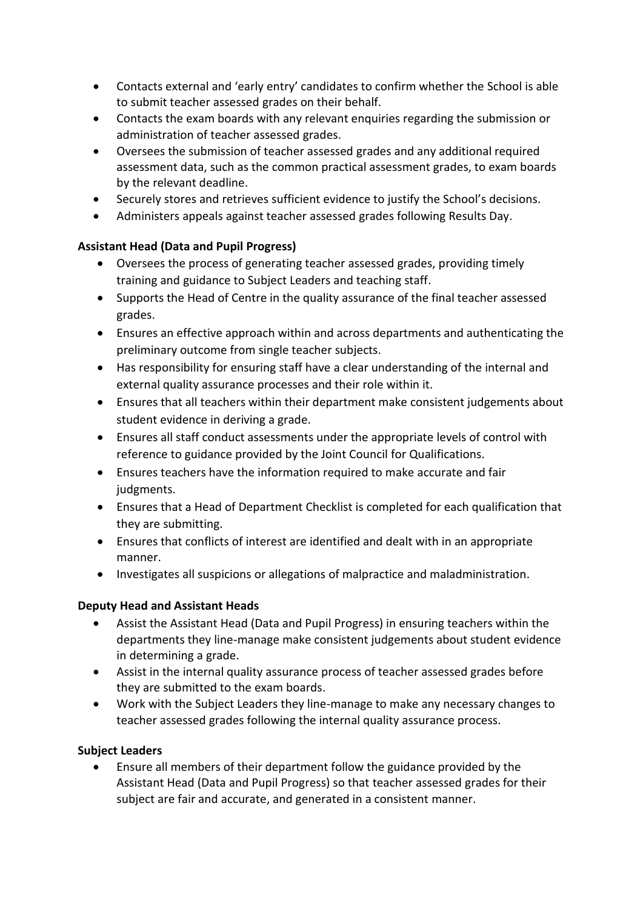- Contacts external and 'early entry' candidates to confirm whether the School is able to submit teacher assessed grades on their behalf.
- Contacts the exam boards with any relevant enquiries regarding the submission or administration of teacher assessed grades.
- Oversees the submission of teacher assessed grades and any additional required assessment data, such as the common practical assessment grades, to exam boards by the relevant deadline.
- Securely stores and retrieves sufficient evidence to justify the School's decisions.
- Administers appeals against teacher assessed grades following Results Day.

**Assistant Head (Data and Pupil Progress)**

- Oversees the process of generating teacher assessed grades, providing timely training and guidance to Subject Leaders and teaching staff.
- Supports the Head of Centre in the quality assurance of the final teacher assessed grades.
- Ensures an effective approach within and across departments and authenticating the preliminary outcome from single teacher subjects.
- Has responsibility for ensuring staff have a clear understanding of the internal and external quality assurance processes and their role within it.
- Ensures that all teachers within their department make consistent judgements about student evidence in deriving a grade.
- Ensures all staff conduct assessments under the appropriate levels of control with reference to guidance provided by the Joint Council for Qualifications.
- Ensures teachers have the information required to make accurate and fair judgments.
- Ensures that a Head of Department Checklist is completed for each qualification that they are submitting.
- Ensures that conflicts of interest are identified and dealt with in an appropriate manner.
- Investigates all suspicions or allegations of malpractice and maladministration.

**Deputy Head and Assistant Heads**

- Assist the Assistant Head (Data and Pupil Progress) in ensuring teachers within the departments they line-manage make consistent judgements about student evidence in determining a grade.
- Assist in the internal quality assurance process of teacher assessed grades before they are submitted to the exam boards.
- Work with the Subject Leaders they line-manage to make any necessary changes to teacher assessed grades following the internal quality assurance process.

**Subject Leaders**

- Ensure all members of their department follow the guidance provided by the Assistant Head (Data and Pupil Progress) so that teacher assessed grades for their subject are fair and accurate, and generated in a consistent manner.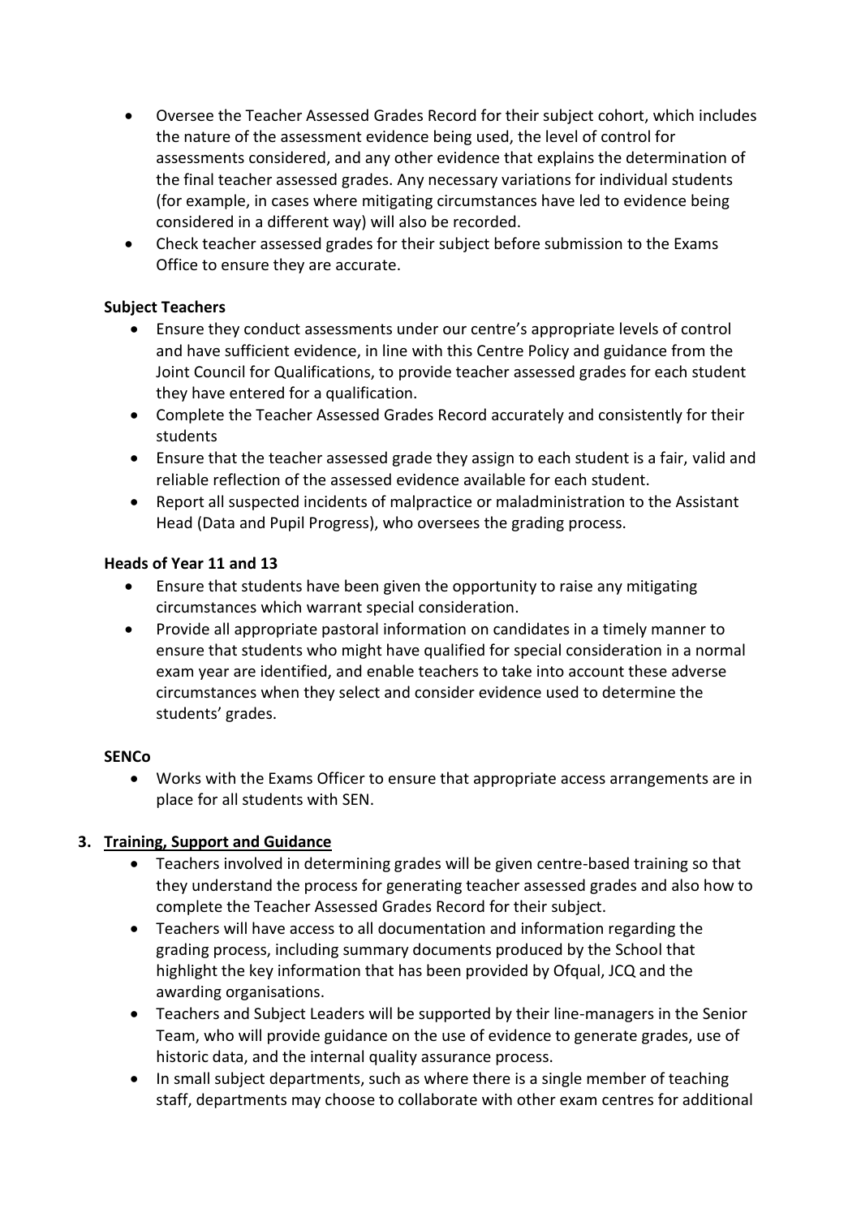- Oversee the Teacher Assessed Grades Record for their subject cohort, which includes the nature of the assessment evidence being used, the level of control for assessments considered, and any other evidence that explains the determination of the final teacher assessed grades. Any necessary variations for individual students (for example, in cases where mitigating circumstances have led to evidence being considered in a different way) will also be recorded.
- Check teacher assessed grades for their subject before submission to the Exams Office to ensure they are accurate.

**Subject Teachers**

- Ensure they conduct assessments under our centre's appropriate levels of control and have sufficient evidence, in line with this Centre Policy and guidance from the Joint Council for Qualifications, to provide teacher assessed grades for each student they have entered for a qualification.
- Complete the Teacher Assessed Grades Record accurately and consistently for their students
- Ensure that the teacher assessed grade they assign to each student is a fair, valid and reliable reflection of the assessed evidence available for each student.
- Report all suspected incidents of malpractice or maladministration to the Assistant Head (Data and Pupil Progress), who oversees the grading process.

**Heads of Year 11 and 13**

- Ensure that students have been given the opportunity to raise any mitigating circumstances which warrant special consideration.
- Provide all appropriate pastoral information on candidates in a timely manner to ensure that students who might have qualified for special consideration in a normal exam year are identified, and enable teachers to take into account these adverse circumstances when they select and consider evidence used to determine the students' grades.

**SENCo**

- Works with the Exams Officer to ensure that appropriate access arrangements are in place for all students with SEN.

## 3. Training, Support and Guidance

- Teachers involved in determining grades will be given centre-based training so that they understand the process for generating teacher assessed grades and also how to complete the Teacher Assessed Grades Record for their subject.
- Teachers will have access to all documentation and information regarding the grading process, including summary documents produced by the School that highlight the key information that has been provided by Ofqual, JCQ and the awarding organisations.
- Teachers and Subject Leaders will be supported by their line-managers in the Senior Team, who will provide guidance on the use of evidence to generate grades, use of historic data, and the internal quality assurance process.
- In small subject departments, such as where there is a single member of teaching staff, departments may choose to collaborate with other exam centres for additional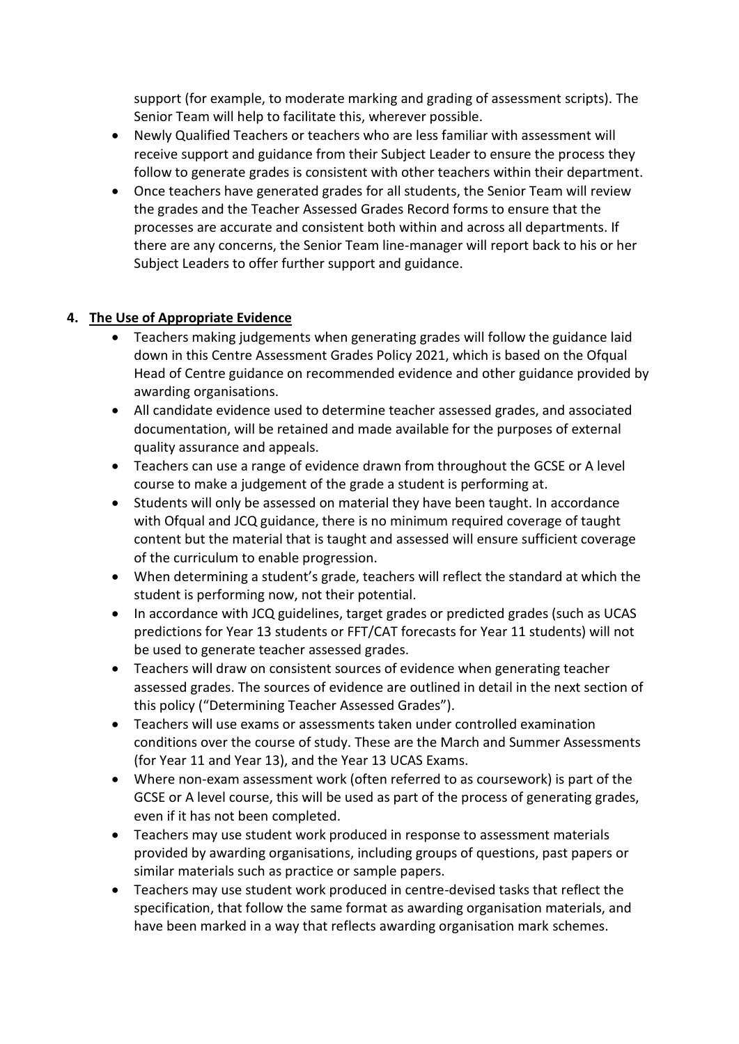support (for example, to moderate marking and grading of assessment scripts). The Senior Team will help to facilitate this, wherever possible.

- Newly Qualified Teachers or teachers who are less familiar with assessment will receive support and guidance from their Subject Leader to ensure the process they follow to generate grades is consistent with other teachers within their department.
- Once teachers have generated grades for all students, the Senior Team will review the grades and the Teacher Assessed Grades Record forms to ensure that the processes are accurate and consistent both within and across all departments. If there are any concerns, the Senior Team line-manager will report back to his or her Subject Leaders to offer further support and guidance.

## 4. The Use of Appropriate Evidence

- Teachers making judgements when generating grades will follow the guidance laid down in this Centre Assessment Grades Policy 2021, which is based on the Ofqual Head of Centre guidance on recommended evidence and other guidance provided by awarding organisations.
- All candidate evidence used to determine teacher assessed grades, and associated documentation, will be retained and made available for the purposes of external quality assurance and appeals.
- Teachers can use a range of evidence drawn from throughout the GCSE or A level course to make a judgement of the grade a student is performing at.
- Students will only be assessed on material they have been taught. In accordance with Ofqual and JCQ guidance, there is no minimum required coverage of taught content but the material that is taught and assessed will ensure sufficient coverage of the curriculum to enable progression.
- When determining a student's grade, teachers will reflect the standard at which the student is performing now, not their potential.
- In accordance with JCQ guidelines, target grades or predicted grades (such as UCAS predictions for Year 13 students or FFT/CAT forecasts for Year 11 students) will not be used to generate teacher assessed grades.
- Teachers will draw on consistent sources of evidence when generating teacher assessed grades. The sources of evidence are outlined in detail in the next section of this policy ("Determining Teacher Assessed Grades").
- Teachers will use exams or assessments taken under controlled examination conditions over the course of study. These are the March and Summer Assessments (for Year 11 and Year 13), and the Year 13 UCAS Exams.
- Where non-exam assessment work (often referred to as coursework) is part of the GCSE or A level course, this will be used as part of the process of generating grades, even if it has not been completed.
- Teachers may use student work produced in response to assessment materials provided by awarding organisations, including groups of questions, past papers or similar materials such as practice or sample papers.
- Teachers may use student work produced in centre-devised tasks that reflect the specification, that follow the same format as awarding organisation materials, and have been marked in a way that reflects awarding organisation mark schemes.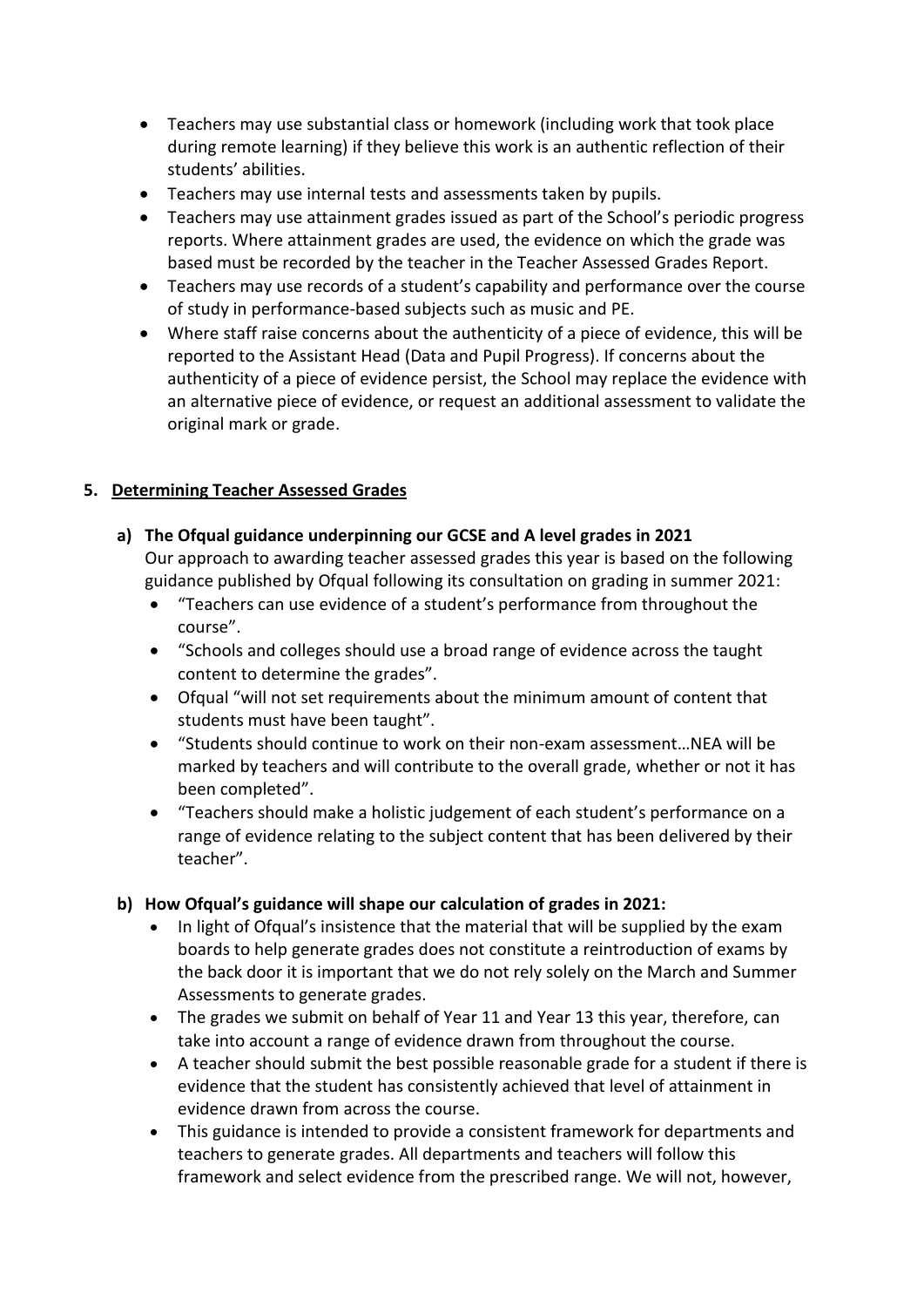- Teachers may use substantial class or homework (including work that took place during remote learning) if they believe this work is an authentic reflection of their students' abilities.
- Teachers may use internal tests and assessments taken by pupils.
- Teachers may use attainment grades issued as part of the School's periodic progress reports. Where attainment grades are used, the evidence on which the grade was based must be recorded by the teacher in the Teacher Assessed Grades Report.
- Teachers may use records of a student's capability and performance over the course of study in performance-based subjects such as music and PE.
- Where staff raise concerns about the authenticity of a piece of evidence, this will be reported to the Assistant Head (Data and Pupil Progress). If concerns about the authenticity of a piece of evidence persist, the School may replace the evidence with an alternative piece of evidence, or request an additional assessment to validate the original mark or grade.

## 5. Determining Teacher Assessed Grades

### a) The Ofqual guidance underpinning our GCSE and A level grades in 2021

Our approach to awarding teacher assessed grades this year is based on the following guidance published by Ofqual following its consultation on grading in summer 2021:

- "Teachers can use evidence of a student's performance from throughout the course".
- "Schools and colleges should use a broad range of evidence across the taught content to determine the grades".
- Ofqual "will not set requirements about the minimum amount of content that students must have been taught".
- "Students should continue to work on their non-exam assessment…NEA will be marked by teachers and will contribute to the overall grade, whether or not it has been completed".
- "Teachers should make a holistic judgement of each student's performance on a range of evidence relating to the subject content that has been delivered by their teacher".

### b) How Ofqual's guidance will shape our calculation of grades in 2021:

- In light of Ofqual's insistence that the material that will be supplied by the exam boards to help generate grades does not constitute a reintroduction of exams by the back door it is important that we do not rely solely on the March and Summer Assessments to generate grades.
- The grades we submit on behalf of Year 11 and Year 13 this year, therefore, can take into account a range of evidence drawn from throughout the course.
- A teacher should submit the best possible reasonable grade for a student if there is evidence that the student has consistently achieved that level of attainment in evidence drawn from across the course.
- This guidance is intended to provide a consistent framework for departments and teachers to generate grades. All departments and teachers will follow this framework and select evidence from the prescribed range. We will not, however,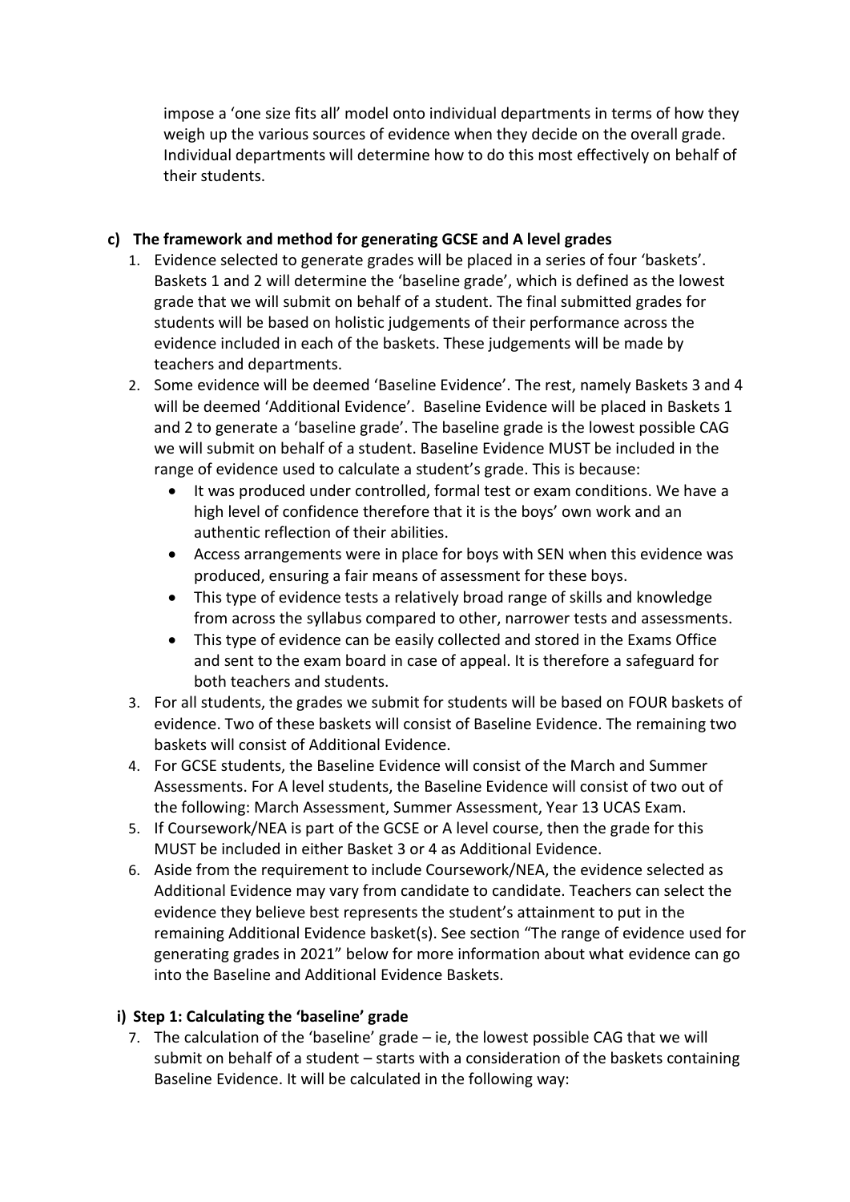impose a 'one size fits all' model onto individual departments in terms of how they weigh up the various sources of evidence when they decide on the overall grade. Individual departments will determine how to do this most effectively on behalf of their students.

### c) The framework and method for generating GCSE and A level grades

1. Evidence selected to generate grades will be placed in a series of four 'baskets'. Baskets 1 and 2 will determine the 'baseline grade', which is defined as the lowest grade that we will submit on behalf of a student. The final submitted grades for students will be based on holistic judgements of their performance across the evidence included in each of the baskets. These judgements will be made by teachers and departments.
2. Some evidence will be deemed 'Baseline Evidence'. The rest, namely Baskets 3 and 4 will be deemed 'Additional Evidence'. Baseline Evidence will be placed in Baskets 1 and 2 to generate a 'baseline grade'. The baseline grade is the lowest possible CAG we will submit on behalf of a student. Baseline Evidence MUST be included in the range of evidence used to calculate a student's grade. This is because:
    - It was produced under controlled, formal test or exam conditions. We have a high level of confidence therefore that it is the boys' own work and an authentic reflection of their abilities.
    - Access arrangements were in place for boys with SEN when this evidence was produced, ensuring a fair means of assessment for these boys.
    - This type of evidence tests a relatively broad range of skills and knowledge from across the syllabus compared to other, narrower tests and assessments.
    - This type of evidence can be easily collected and stored in the Exams Office and sent to the exam board in case of appeal. It is therefore a safeguard for both teachers and students.
3. For all students, the grades we submit for students will be based on FOUR baskets of evidence. Two of these baskets will consist of Baseline Evidence. The remaining two baskets will consist of Additional Evidence.
4. For GCSE students, the Baseline Evidence will consist of the March and Summer Assessments. For A level students, the Baseline Evidence will consist of two out of the following: March Assessment, Summer Assessment, Year 13 UCAS Exam.
5. If Coursework/NEA is part of the GCSE or A level course, then the grade for this MUST be included in either Basket 3 or 4 as Additional Evidence.
6. Aside from the requirement to include Coursework/NEA, the evidence selected as Additional Evidence may vary from candidate to candidate. Teachers can select the evidence they believe best represents the student's attainment to put in the remaining Additional Evidence basket(s). See section "The range of evidence used for generating grades in 2021" below for more information about what evidence can go into the Baseline and Additional Evidence Baskets.

#### i) Step 1: Calculating the 'baseline' grade

7. The calculation of the 'baseline' grade – ie, the lowest possible CAG that we will submit on behalf of a student – starts with a consideration of the baskets containing Baseline Evidence. It will be calculated in the following way: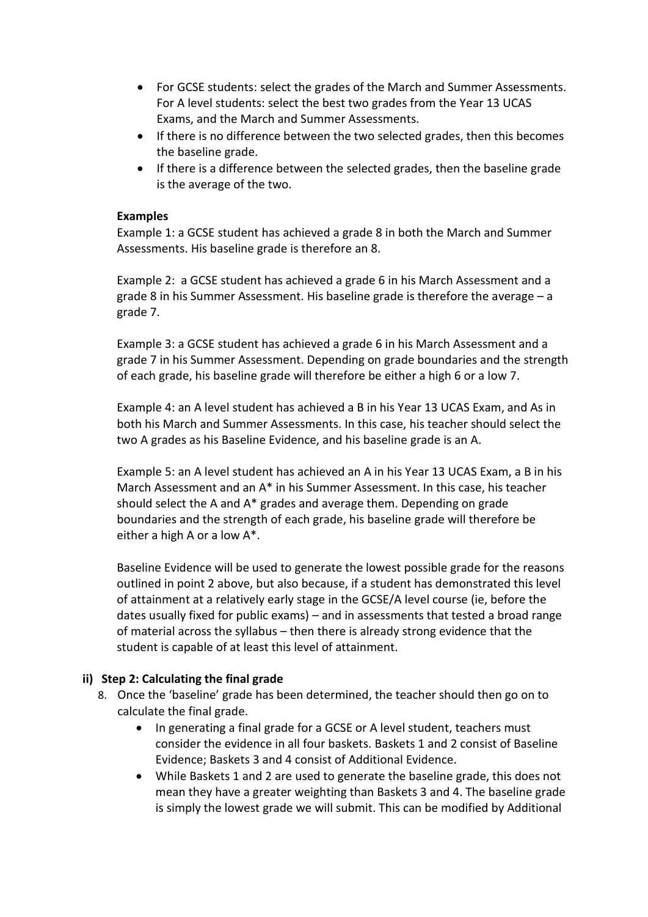- For GCSE students: select the grades of the March and Summer Assessments. For A level students: select the best two grades from the Year 13 UCAS Exams, and the March and Summer Assessments.
- If there is no difference between the two selected grades, then this becomes the baseline grade.
- If there is a difference between the selected grades, then the baseline grade is the average of the two.

**Examples**

Example 1: a GCSE student has achieved a grade 8 in both the March and Summer Assessments. His baseline grade is therefore an 8.

Example 2: a GCSE student has achieved a grade 6 in his March Assessment and a grade 8 in his Summer Assessment. His baseline grade is therefore the average – a grade 7.

Example 3: a GCSE student has achieved a grade 6 in his March Assessment and a grade 7 in his Summer Assessment. Depending on grade boundaries and the strength of each grade, his baseline grade will therefore be either a high 6 or a low 7.

Example 4: an A level student has achieved a B in his Year 13 UCAS Exam, and As in both his March and Summer Assessments. In this case, his teacher should select the two A grades as his Baseline Evidence, and his baseline grade is an A.

Example 5: an A level student has achieved an A in his Year 13 UCAS Exam, a B in his March Assessment and an A* in his Summer Assessment. In this case, his teacher should select the A and A* grades and average them. Depending on grade boundaries and the strength of each grade, his baseline grade will therefore be either a high A or a low A*.

Baseline Evidence will be used to generate the lowest possible grade for the reasons outlined in point 2 above, but also because, if a student has demonstrated this level of attainment at a relatively early stage in the GCSE/A level course (ie, before the dates usually fixed for public exams) – and in assessments that tested a broad range of material across the syllabus – then there is already strong evidence that the student is capable of at least this level of attainment.

### ii) Step 2: Calculating the final grade

8. Once the 'baseline' grade has been determined, the teacher should then go on to calculate the final grade.
   - In generating a final grade for a GCSE or A level student, teachers must consider the evidence in all four baskets. Baskets 1 and 2 consist of Baseline Evidence; Baskets 3 and 4 consist of Additional Evidence.
   - While Baskets 1 and 2 are used to generate the baseline grade, this does not mean they have a greater weighting than Baskets 3 and 4. The baseline grade is simply the lowest grade we will submit. This can be modified by Additional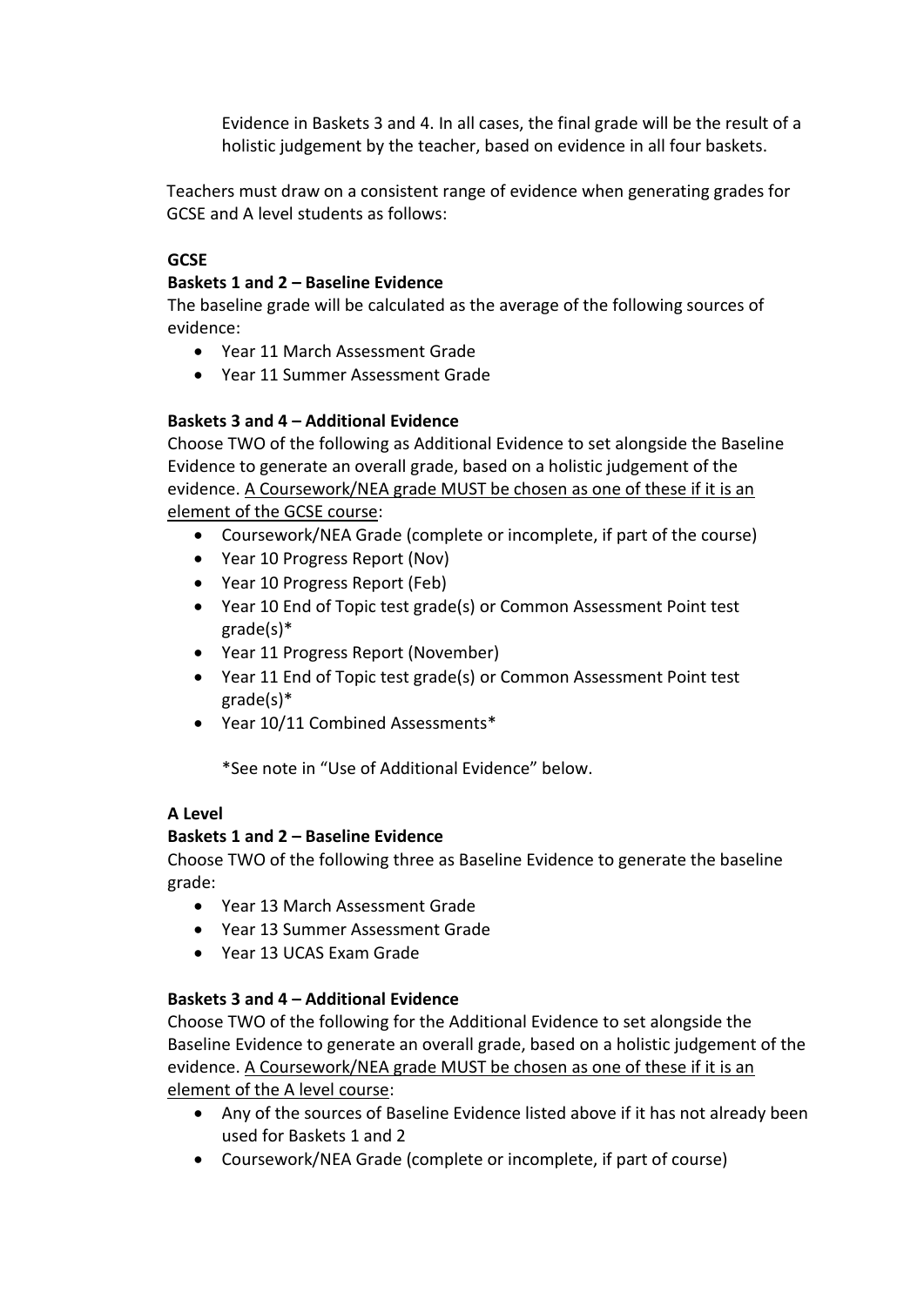Evidence in Baskets 3 and 4. In all cases, the final grade will be the result of a holistic judgement by the teacher, based on evidence in all four baskets.

Teachers must draw on a consistent range of evidence when generating grades for GCSE and A level students as follows:

**GCSE**

**Baskets 1 and 2 – Baseline Evidence**

The baseline grade will be calculated as the average of the following sources of evidence:

- Year 11 March Assessment Grade
- Year 11 Summer Assessment Grade

**Baskets 3 and 4 – Additional Evidence**

Choose TWO of the following as Additional Evidence to set alongside the Baseline Evidence to generate an overall grade, based on a holistic judgement of the evidence. <u>A Coursework/NEA grade MUST be chosen as one of these if it is an element of the GCSE course</u>:

- Coursework/NEA Grade (complete or incomplete, if part of the course)
- Year 10 Progress Report (Nov)
- Year 10 Progress Report (Feb)
- Year 10 End of Topic test grade(s) or Common Assessment Point test grade(s)*
- Year 11 Progress Report (November)
- Year 11 End of Topic test grade(s) or Common Assessment Point test grade(s)*
- Year 10/11 Combined Assessments*

*See note in "Use of Additional Evidence" below.

**A Level**

**Baskets 1 and 2 – Baseline Evidence**

Choose TWO of the following three as Baseline Evidence to generate the baseline grade:

- Year 13 March Assessment Grade
- Year 13 Summer Assessment Grade
- Year 13 UCAS Exam Grade

**Baskets 3 and 4 – Additional Evidence**

Choose TWO of the following for the Additional Evidence to set alongside the Baseline Evidence to generate an overall grade, based on a holistic judgement of the evidence. <u>A Coursework/NEA grade MUST be chosen as one of these if it is an element of the A level course</u>:

- Any of the sources of Baseline Evidence listed above if it has not already been used for Baskets 1 and 2
- Coursework/NEA Grade (complete or incomplete, if part of course)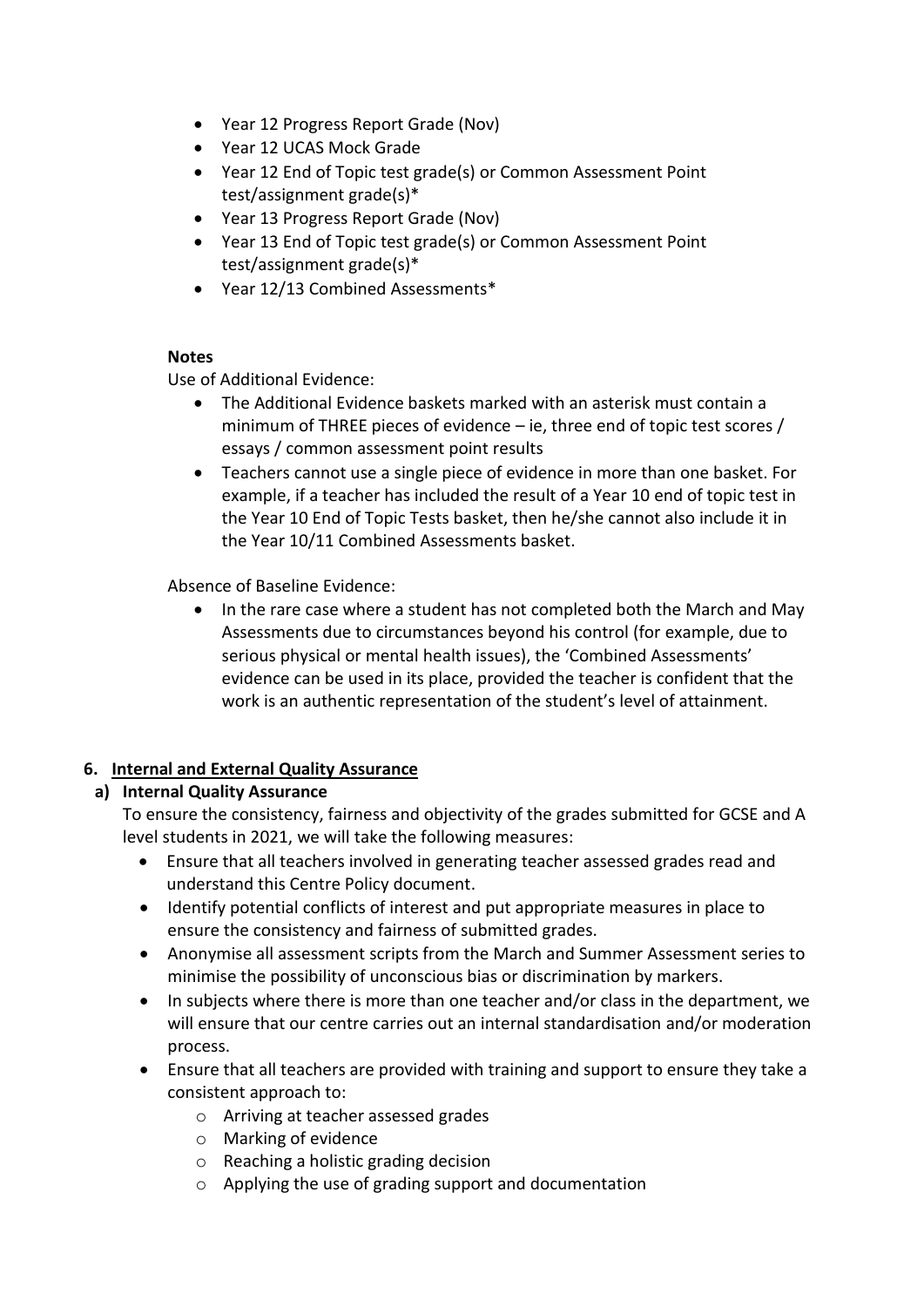- Year 12 Progress Report Grade (Nov)
- Year 12 UCAS Mock Grade
- Year 12 End of Topic test grade(s) or Common Assessment Point test/assignment grade(s)*
- Year 13 Progress Report Grade (Nov)
- Year 13 End of Topic test grade(s) or Common Assessment Point test/assignment grade(s)*
- Year 12/13 Combined Assessments*

**Notes**

Use of Additional Evidence:

- The Additional Evidence baskets marked with an asterisk must contain a minimum of THREE pieces of evidence – ie, three end of topic test scores / essays / common assessment point results
- Teachers cannot use a single piece of evidence in more than one basket. For example, if a teacher has included the result of a Year 10 end of topic test in the Year 10 End of Topic Tests basket, then he/she cannot also include it in the Year 10/11 Combined Assessments basket.

Absence of Baseline Evidence:

- In the rare case where a student has not completed both the March and May Assessments due to circumstances beyond his control (for example, due to serious physical or mental health issues), the 'Combined Assessments' evidence can be used in its place, provided the teacher is confident that the work is an authentic representation of the student's level of attainment.

## 6. Internal and External Quality Assurance

### a) Internal Quality Assurance

To ensure the consistency, fairness and objectivity of the grades submitted for GCSE and A level students in 2021, we will take the following measures:

- Ensure that all teachers involved in generating teacher assessed grades read and understand this Centre Policy document.
- Identify potential conflicts of interest and put appropriate measures in place to ensure the consistency and fairness of submitted grades.
- Anonymise all assessment scripts from the March and Summer Assessment series to minimise the possibility of unconscious bias or discrimination by markers.
- In subjects where there is more than one teacher and/or class in the department, we will ensure that our centre carries out an internal standardisation and/or moderation process.
- Ensure that all teachers are provided with training and support to ensure they take a consistent approach to:
  - Arriving at teacher assessed grades
  - Marking of evidence
  - Reaching a holistic grading decision
  - Applying the use of grading support and documentation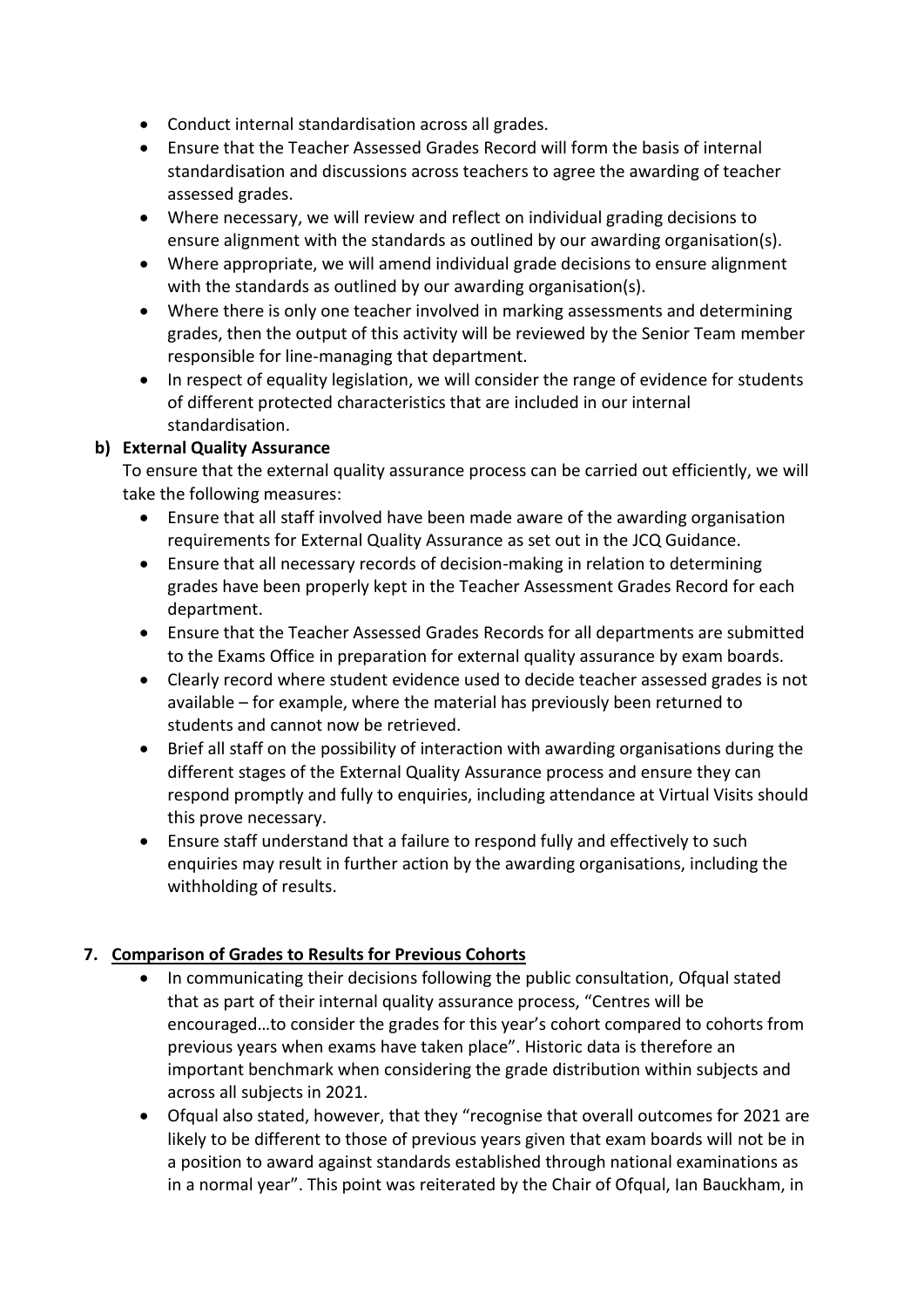- Conduct internal standardisation across all grades.
- Ensure that the Teacher Assessed Grades Record will form the basis of internal standardisation and discussions across teachers to agree the awarding of teacher assessed grades.
- Where necessary, we will review and reflect on individual grading decisions to ensure alignment with the standards as outlined by our awarding organisation(s).
- Where appropriate, we will amend individual grade decisions to ensure alignment with the standards as outlined by our awarding organisation(s).
- Where there is only one teacher involved in marking assessments and determining grades, then the output of this activity will be reviewed by the Senior Team member responsible for line-managing that department.
- In respect of equality legislation, we will consider the range of evidence for students of different protected characteristics that are included in our internal standardisation.

**b) External Quality Assurance**

To ensure that the external quality assurance process can be carried out efficiently, we will take the following measures:

- Ensure that all staff involved have been made aware of the awarding organisation requirements for External Quality Assurance as set out in the JCQ Guidance.
- Ensure that all necessary records of decision-making in relation to determining grades have been properly kept in the Teacher Assessment Grades Record for each department.
- Ensure that the Teacher Assessed Grades Records for all departments are submitted to the Exams Office in preparation for external quality assurance by exam boards.
- Clearly record where student evidence used to decide teacher assessed grades is not available – for example, where the material has previously been returned to students and cannot now be retrieved.
- Brief all staff on the possibility of interaction with awarding organisations during the different stages of the External Quality Assurance process and ensure they can respond promptly and fully to enquiries, including attendance at Virtual Visits should this prove necessary.
- Ensure staff understand that a failure to respond fully and effectively to such enquiries may result in further action by the awarding organisations, including the withholding of results.

**7. Comparison of Grades to Results for Previous Cohorts**

- In communicating their decisions following the public consultation, Ofqual stated that as part of their internal quality assurance process, "Centres will be encouraged…to consider the grades for this year's cohort compared to cohorts from previous years when exams have taken place". Historic data is therefore an important benchmark when considering the grade distribution within subjects and across all subjects in 2021.
- Ofqual also stated, however, that they "recognise that overall outcomes for 2021 are likely to be different to those of previous years given that exam boards will not be in a position to award against standards established through national examinations as in a normal year". This point was reiterated by the Chair of Ofqual, Ian Bauckham, in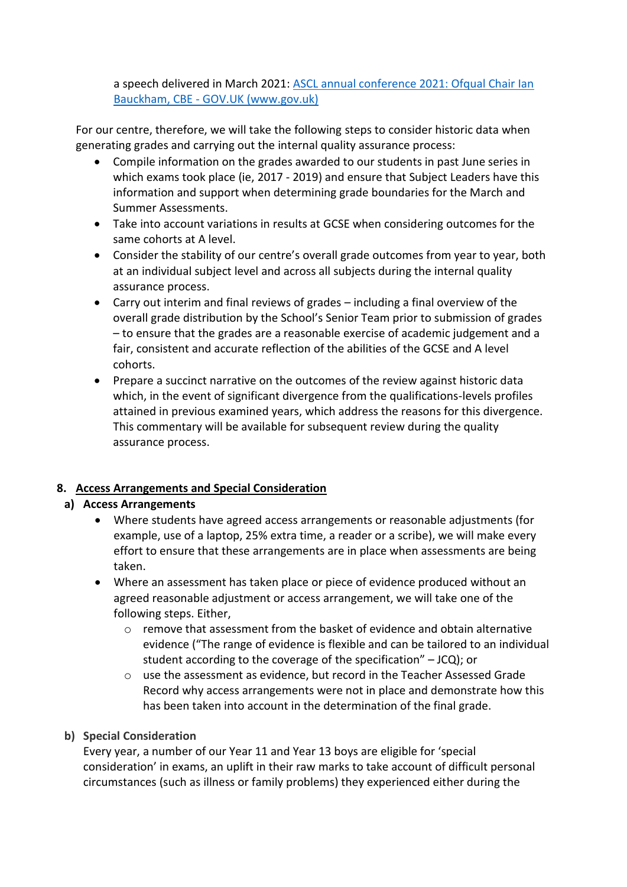a speech delivered in March 2021: [ASCL annual conference 2021: Ofqual Chair Ian Bauckham, CBE - GOV.UK (www.gov.uk)]

For our centre, therefore, we will take the following steps to consider historic data when generating grades and carrying out the internal quality assurance process:

- Compile information on the grades awarded to our students in past June series in which exams took place (ie, 2017 - 2019) and ensure that Subject Leaders have this information and support when determining grade boundaries for the March and Summer Assessments.
- Take into account variations in results at GCSE when considering outcomes for the same cohorts at A level.
- Consider the stability of our centre's overall grade outcomes from year to year, both at an individual subject level and across all subjects during the internal quality assurance process.
- Carry out interim and final reviews of grades – including a final overview of the overall grade distribution by the School's Senior Team prior to submission of grades – to ensure that the grades are a reasonable exercise of academic judgement and a fair, consistent and accurate reflection of the abilities of the GCSE and A level cohorts.
- Prepare a succinct narrative on the outcomes of the review against historic data which, in the event of significant divergence from the qualifications-levels profiles attained in previous examined years, which address the reasons for this divergence. This commentary will be available for subsequent review during the quality assurance process.

## 8. Access Arrangements and Special Consideration

### a) Access Arrangements

- Where students have agreed access arrangements or reasonable adjustments (for example, use of a laptop, 25% extra time, a reader or a scribe), we will make every effort to ensure that these arrangements are in place when assessments are being taken.
- Where an assessment has taken place or piece of evidence produced without an agreed reasonable adjustment or access arrangement, we will take one of the following steps. Either,
  - remove that assessment from the basket of evidence and obtain alternative evidence ("The range of evidence is flexible and can be tailored to an individual student according to the coverage of the specification" – JCQ); or
  - use the assessment as evidence, but record in the Teacher Assessed Grade Record why access arrangements were not in place and demonstrate how this has been taken into account in the determination of the final grade.

### b) Special Consideration

Every year, a number of our Year 11 and Year 13 boys are eligible for 'special consideration' in exams, an uplift in their raw marks to take account of difficult personal circumstances (such as illness or family problems) they experienced either during the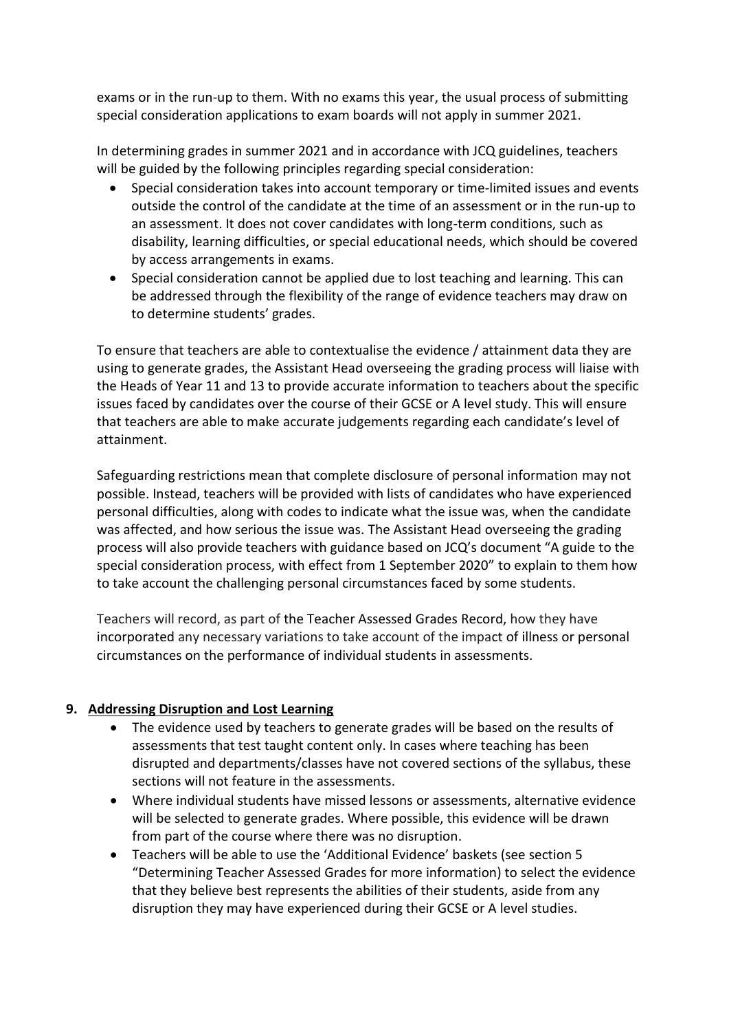exams or in the run-up to them. With no exams this year, the usual process of submitting special consideration applications to exam boards will not apply in summer 2021.

In determining grades in summer 2021 and in accordance with JCQ guidelines, teachers will be guided by the following principles regarding special consideration:

- Special consideration takes into account temporary or time-limited issues and events outside the control of the candidate at the time of an assessment or in the run-up to an assessment. It does not cover candidates with long-term conditions, such as disability, learning difficulties, or special educational needs, which should be covered by access arrangements in exams.
- Special consideration cannot be applied due to lost teaching and learning. This can be addressed through the flexibility of the range of evidence teachers may draw on to determine students' grades.

To ensure that teachers are able to contextualise the evidence / attainment data they are using to generate grades, the Assistant Head overseeing the grading process will liaise with the Heads of Year 11 and 13 to provide accurate information to teachers about the specific issues faced by candidates over the course of their GCSE or A level study. This will ensure that teachers are able to make accurate judgements regarding each candidate's level of attainment.

Safeguarding restrictions mean that complete disclosure of personal information may not possible. Instead, teachers will be provided with lists of candidates who have experienced personal difficulties, along with codes to indicate what the issue was, when the candidate was affected, and how serious the issue was. The Assistant Head overseeing the grading process will also provide teachers with guidance based on JCQ's document "A guide to the special consideration process, with effect from 1 September 2020" to explain to them how to take account the challenging personal circumstances faced by some students.

Teachers will record, as part of the Teacher Assessed Grades Record, how they have incorporated any necessary variations to take account of the impact of illness or personal circumstances on the performance of individual students in assessments.

## 9. Addressing Disruption and Lost Learning

- The evidence used by teachers to generate grades will be based on the results of assessments that test taught content only. In cases where teaching has been disrupted and departments/classes have not covered sections of the syllabus, these sections will not feature in the assessments.
- Where individual students have missed lessons or assessments, alternative evidence will be selected to generate grades. Where possible, this evidence will be drawn from part of the course where there was no disruption.
- Teachers will be able to use the 'Additional Evidence' baskets (see section 5 "Determining Teacher Assessed Grades for more information) to select the evidence that they believe best represents the abilities of their students, aside from any disruption they may have experienced during their GCSE or A level studies.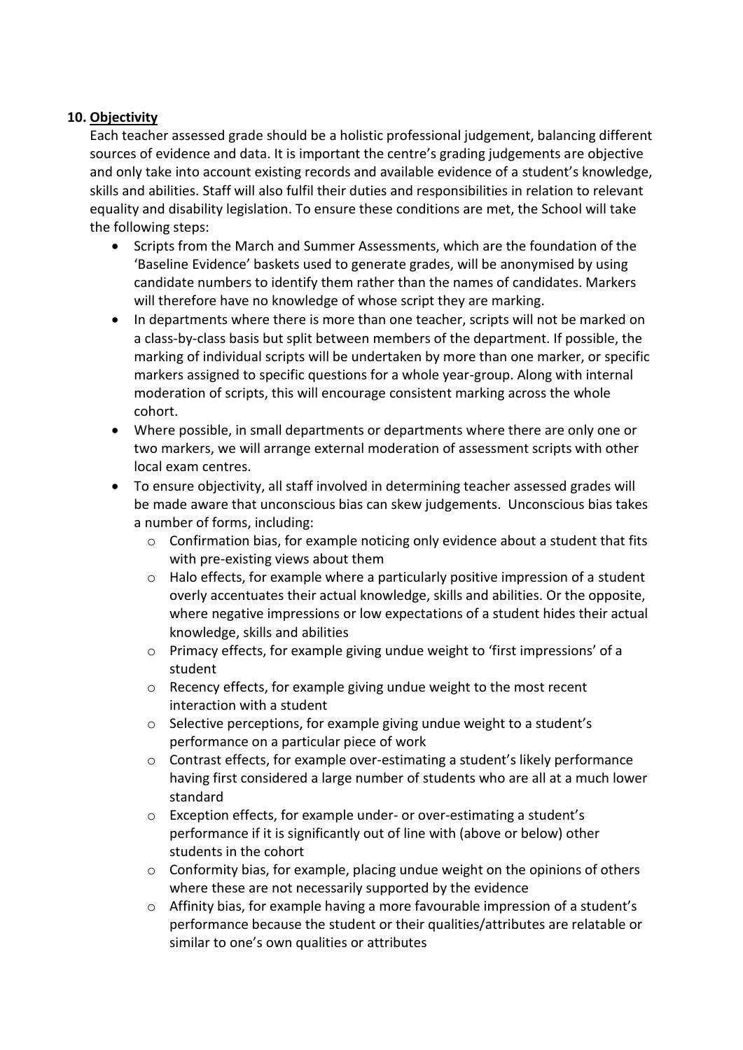## 10. **Objectivity**

Each teacher assessed grade should be a holistic professional judgement, balancing different sources of evidence and data. It is important the centre's grading judgements are objective and only take into account existing records and available evidence of a student's knowledge, skills and abilities. Staff will also fulfil their duties and responsibilities in relation to relevant equality and disability legislation. To ensure these conditions are met, the School will take the following steps:

- Scripts from the March and Summer Assessments, which are the foundation of the 'Baseline Evidence' baskets used to generate grades, will be anonymised by using candidate numbers to identify them rather than the names of candidates. Markers will therefore have no knowledge of whose script they are marking.
- In departments where there is more than one teacher, scripts will not be marked on a class-by-class basis but split between members of the department. If possible, the marking of individual scripts will be undertaken by more than one marker, or specific markers assigned to specific questions for a whole year-group. Along with internal moderation of scripts, this will encourage consistent marking across the whole cohort.
- Where possible, in small departments or departments where there are only one or two markers, we will arrange external moderation of assessment scripts with other local exam centres.
- To ensure objectivity, all staff involved in determining teacher assessed grades will be made aware that unconscious bias can skew judgements. Unconscious bias takes a number of forms, including:
  - Confirmation bias, for example noticing only evidence about a student that fits with pre-existing views about them
  - Halo effects, for example where a particularly positive impression of a student overly accentuates their actual knowledge, skills and abilities. Or the opposite, where negative impressions or low expectations of a student hides their actual knowledge, skills and abilities
  - Primacy effects, for example giving undue weight to 'first impressions' of a student
  - Recency effects, for example giving undue weight to the most recent interaction with a student
  - Selective perceptions, for example giving undue weight to a student's performance on a particular piece of work
  - Contrast effects, for example over-estimating a student's likely performance having first considered a large number of students who are all at a much lower standard
  - Exception effects, for example under- or over-estimating a student's performance if it is significantly out of line with (above or below) other students in the cohort
  - Conformity bias, for example, placing undue weight on the opinions of others where these are not necessarily supported by the evidence
  - Affinity bias, for example having a more favourable impression of a student's performance because the student or their qualities/attributes are relatable or similar to one's own qualities or attributes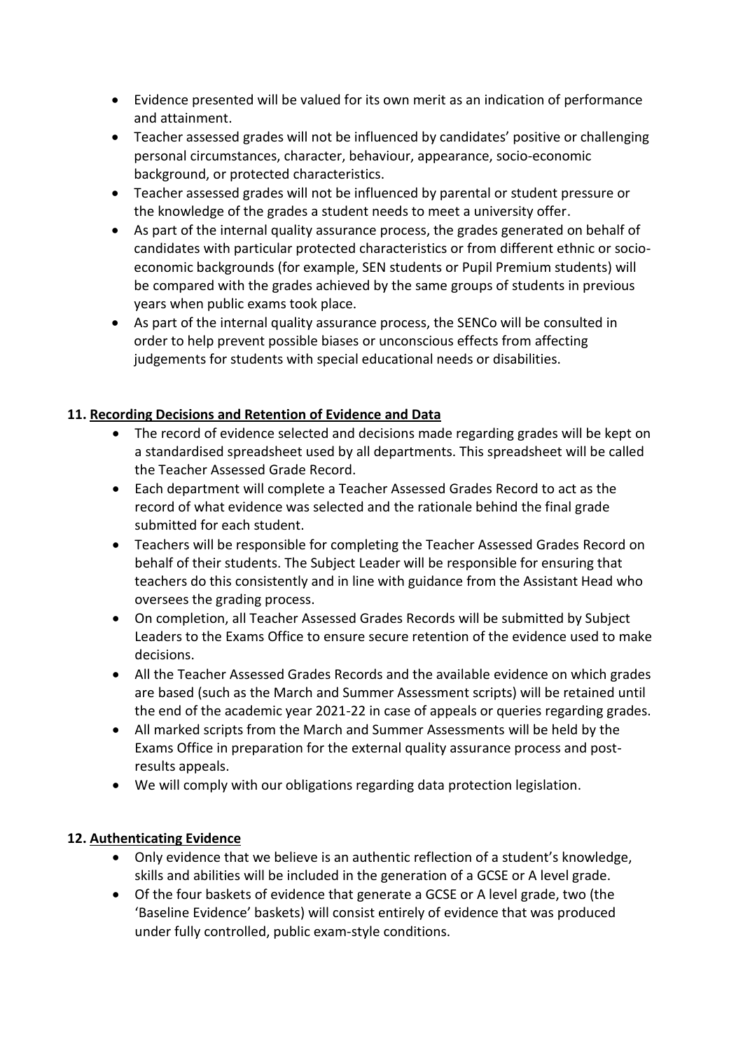- Evidence presented will be valued for its own merit as an indication of performance and attainment.
- Teacher assessed grades will not be influenced by candidates' positive or challenging personal circumstances, character, behaviour, appearance, socio-economic background, or protected characteristics.
- Teacher assessed grades will not be influenced by parental or student pressure or the knowledge of the grades a student needs to meet a university offer.
- As part of the internal quality assurance process, the grades generated on behalf of candidates with particular protected characteristics or from different ethnic or socio-economic backgrounds (for example, SEN students or Pupil Premium students) will be compared with the grades achieved by the same groups of students in previous years when public exams took place.
- As part of the internal quality assurance process, the SENCo will be consulted in order to help prevent possible biases or unconscious effects from affecting judgements for students with special educational needs or disabilities.

## 11. Recording Decisions and Retention of Evidence and Data

- The record of evidence selected and decisions made regarding grades will be kept on a standardised spreadsheet used by all departments. This spreadsheet will be called the Teacher Assessed Grade Record.
- Each department will complete a Teacher Assessed Grades Record to act as the record of what evidence was selected and the rationale behind the final grade submitted for each student.
- Teachers will be responsible for completing the Teacher Assessed Grades Record on behalf of their students. The Subject Leader will be responsible for ensuring that teachers do this consistently and in line with guidance from the Assistant Head who oversees the grading process.
- On completion, all Teacher Assessed Grades Records will be submitted by Subject Leaders to the Exams Office to ensure secure retention of the evidence used to make decisions.
- All the Teacher Assessed Grades Records and the available evidence on which grades are based (such as the March and Summer Assessment scripts) will be retained until the end of the academic year 2021-22 in case of appeals or queries regarding grades.
- All marked scripts from the March and Summer Assessments will be held by the Exams Office in preparation for the external quality assurance process and post-results appeals.
- We will comply with our obligations regarding data protection legislation.

## 12. Authenticating Evidence

- Only evidence that we believe is an authentic reflection of a student's knowledge, skills and abilities will be included in the generation of a GCSE or A level grade.
- Of the four baskets of evidence that generate a GCSE or A level grade, two (the 'Baseline Evidence' baskets) will consist entirely of evidence that was produced under fully controlled, public exam-style conditions.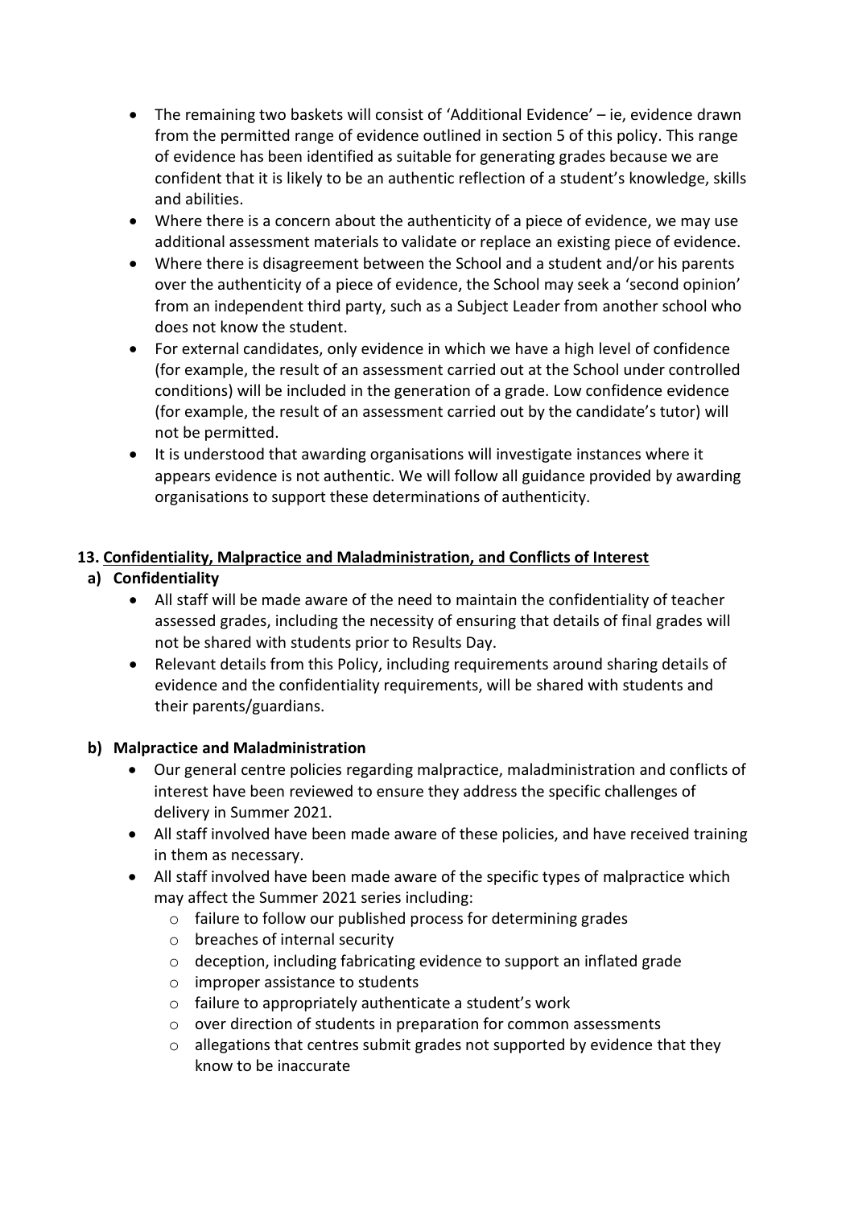- The remaining two baskets will consist of 'Additional Evidence' – ie, evidence drawn from the permitted range of evidence outlined in section 5 of this policy. This range of evidence has been identified as suitable for generating grades because we are confident that it is likely to be an authentic reflection of a student's knowledge, skills and abilities.
- Where there is a concern about the authenticity of a piece of evidence, we may use additional assessment materials to validate or replace an existing piece of evidence.
- Where there is disagreement between the School and a student and/or his parents over the authenticity of a piece of evidence, the School may seek a 'second opinion' from an independent third party, such as a Subject Leader from another school who does not know the student.
- For external candidates, only evidence in which we have a high level of confidence (for example, the result of an assessment carried out at the School under controlled conditions) will be included in the generation of a grade. Low confidence evidence (for example, the result of an assessment carried out by the candidate's tutor) will not be permitted.
- It is understood that awarding organisations will investigate instances where it appears evidence is not authentic. We will follow all guidance provided by awarding organisations to support these determinations of authenticity.

## 13. Confidentiality, Malpractice and Maladministration, and Conflicts of Interest

### a) Confidentiality

- All staff will be made aware of the need to maintain the confidentiality of teacher assessed grades, including the necessity of ensuring that details of final grades will not be shared with students prior to Results Day.
- Relevant details from this Policy, including requirements around sharing details of evidence and the confidentiality requirements, will be shared with students and their parents/guardians.

### b) Malpractice and Maladministration

- Our general centre policies regarding malpractice, maladministration and conflicts of interest have been reviewed to ensure they address the specific challenges of delivery in Summer 2021.
- All staff involved have been made aware of these policies, and have received training in them as necessary.
- All staff involved have been made aware of the specific types of malpractice which may affect the Summer 2021 series including:
  - failure to follow our published process for determining grades
  - breaches of internal security
  - deception, including fabricating evidence to support an inflated grade
  - improper assistance to students
  - failure to appropriately authenticate a student's work
  - over direction of students in preparation for common assessments
  - allegations that centres submit grades not supported by evidence that they know to be inaccurate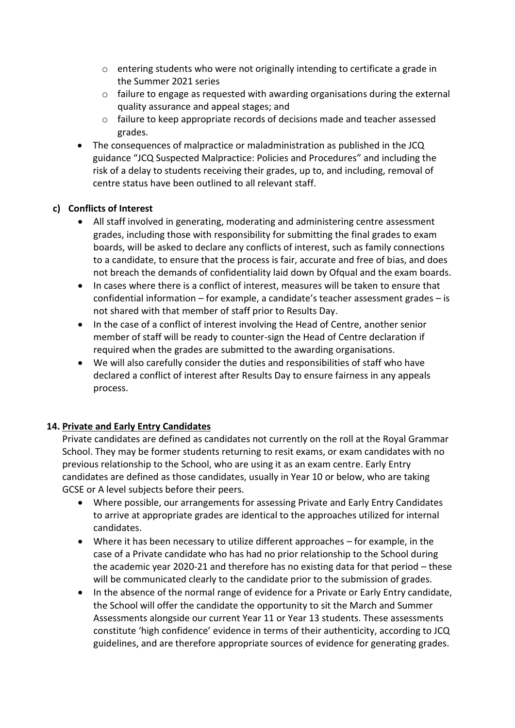- entering students who were not originally intending to certificate a grade in the Summer 2021 series
  - failure to engage as requested with awarding organisations during the external quality assurance and appeal stages; and
  - failure to keep appropriate records of decisions made and teacher assessed grades.
- The consequences of malpractice or maladministration as published in the JCQ guidance "JCQ Suspected Malpractice: Policies and Procedures" and including the risk of a delay to students receiving their grades, up to, and including, removal of centre status have been outlined to all relevant staff.

### c) Conflicts of Interest

- All staff involved in generating, moderating and administering centre assessment grades, including those with responsibility for submitting the final grades to exam boards, will be asked to declare any conflicts of interest, such as family connections to a candidate, to ensure that the process is fair, accurate and free of bias, and does not breach the demands of confidentiality laid down by Ofqual and the exam boards.
- In cases where there is a conflict of interest, measures will be taken to ensure that confidential information – for example, a candidate's teacher assessment grades – is not shared with that member of staff prior to Results Day.
- In the case of a conflict of interest involving the Head of Centre, another senior member of staff will be ready to counter-sign the Head of Centre declaration if required when the grades are submitted to the awarding organisations.
- We will also carefully consider the duties and responsibilities of staff who have declared a conflict of interest after Results Day to ensure fairness in any appeals process.

## 14. Private and Early Entry Candidates

Private candidates are defined as candidates not currently on the roll at the Royal Grammar School. They may be former students returning to resit exams, or exam candidates with no previous relationship to the School, who are using it as an exam centre. Early Entry candidates are defined as those candidates, usually in Year 10 or below, who are taking GCSE or A level subjects before their peers.

- Where possible, our arrangements for assessing Private and Early Entry Candidates to arrive at appropriate grades are identical to the approaches utilized for internal candidates.
- Where it has been necessary to utilize different approaches – for example, in the case of a Private candidate who has had no prior relationship to the School during the academic year 2020-21 and therefore has no existing data for that period – these will be communicated clearly to the candidate prior to the submission of grades.
- In the absence of the normal range of evidence for a Private or Early Entry candidate, the School will offer the candidate the opportunity to sit the March and Summer Assessments alongside our current Year 11 or Year 13 students. These assessments constitute 'high confidence' evidence in terms of their authenticity, according to JCQ guidelines, and are therefore appropriate sources of evidence for generating grades.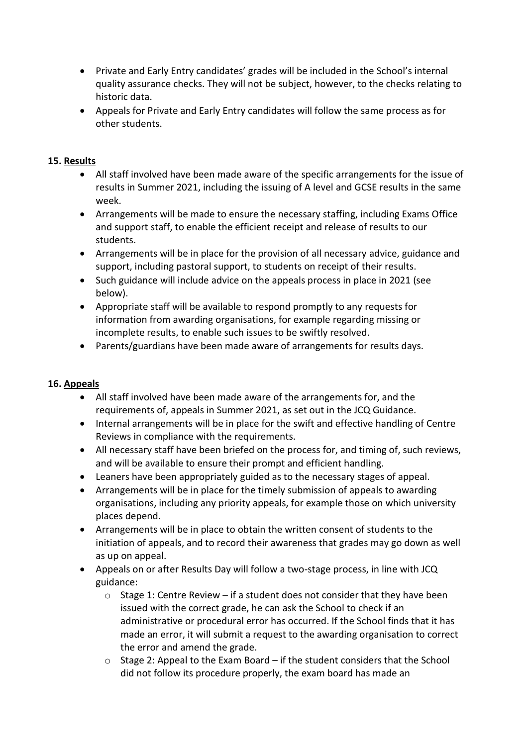- Private and Early Entry candidates' grades will be included in the School's internal quality assurance checks. They will not be subject, however, to the checks relating to historic data.
- Appeals for Private and Early Entry candidates will follow the same process as for other students.

**15. Results**

- All staff involved have been made aware of the specific arrangements for the issue of results in Summer 2021, including the issuing of A level and GCSE results in the same week.
- Arrangements will be made to ensure the necessary staffing, including Exams Office and support staff, to enable the efficient receipt and release of results to our students.
- Arrangements will be in place for the provision of all necessary advice, guidance and support, including pastoral support, to students on receipt of their results.
- Such guidance will include advice on the appeals process in place in 2021 (see below).
- Appropriate staff will be available to respond promptly to any requests for information from awarding organisations, for example regarding missing or incomplete results, to enable such issues to be swiftly resolved.
- Parents/guardians have been made aware of arrangements for results days.

**16. Appeals**

- All staff involved have been made aware of the arrangements for, and the requirements of, appeals in Summer 2021, as set out in the JCQ Guidance.
- Internal arrangements will be in place for the swift and effective handling of Centre Reviews in compliance with the requirements.
- All necessary staff have been briefed on the process for, and timing of, such reviews, and will be available to ensure their prompt and efficient handling.
- Leaners have been appropriately guided as to the necessary stages of appeal.
- Arrangements will be in place for the timely submission of appeals to awarding organisations, including any priority appeals, for example those on which university places depend.
- Arrangements will be in place to obtain the written consent of students to the initiation of appeals, and to record their awareness that grades may go down as well as up on appeal.
- Appeals on or after Results Day will follow a two-stage process, in line with JCQ guidance:
  - Stage 1: Centre Review – if a student does not consider that they have been issued with the correct grade, he can ask the School to check if an administrative or procedural error has occurred. If the School finds that it has made an error, it will submit a request to the awarding organisation to correct the error and amend the grade.
  - Stage 2: Appeal to the Exam Board – if the student considers that the School did not follow its procedure properly, the exam board has made an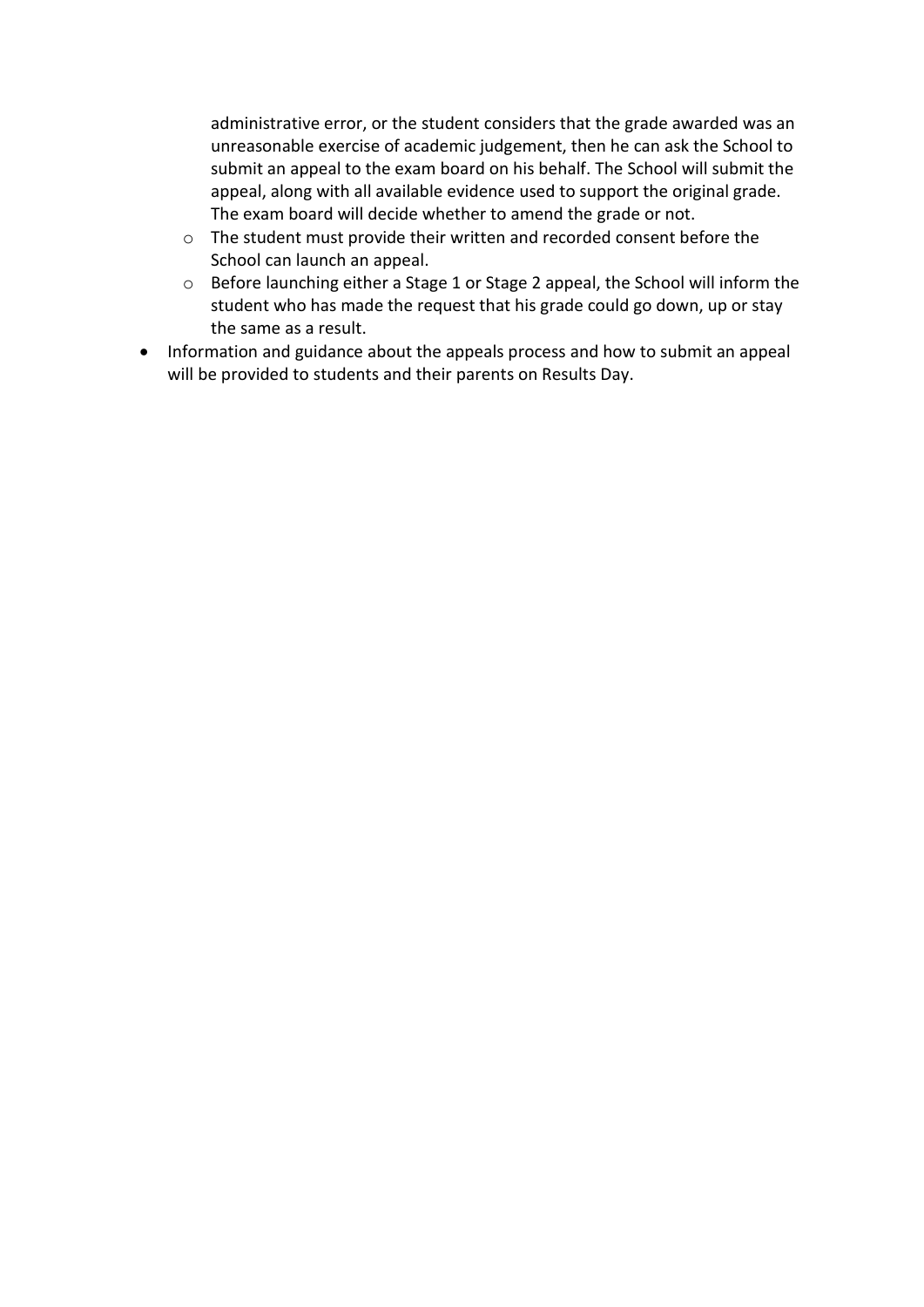administrative error, or the student considers that the grade awarded was an unreasonable exercise of academic judgement, then he can ask the School to submit an appeal to the exam board on his behalf. The School will submit the appeal, along with all available evidence used to support the original grade. The exam board will decide whether to amend the grade or not.

- The student must provide their written and recorded consent before the School can launch an appeal.
- Before launching either a Stage 1 or Stage 2 appeal, the School will inform the student who has made the request that his grade could go down, up or stay the same as a result.

- Information and guidance about the appeals process and how to submit an appeal will be provided to students and their parents on Results Day.